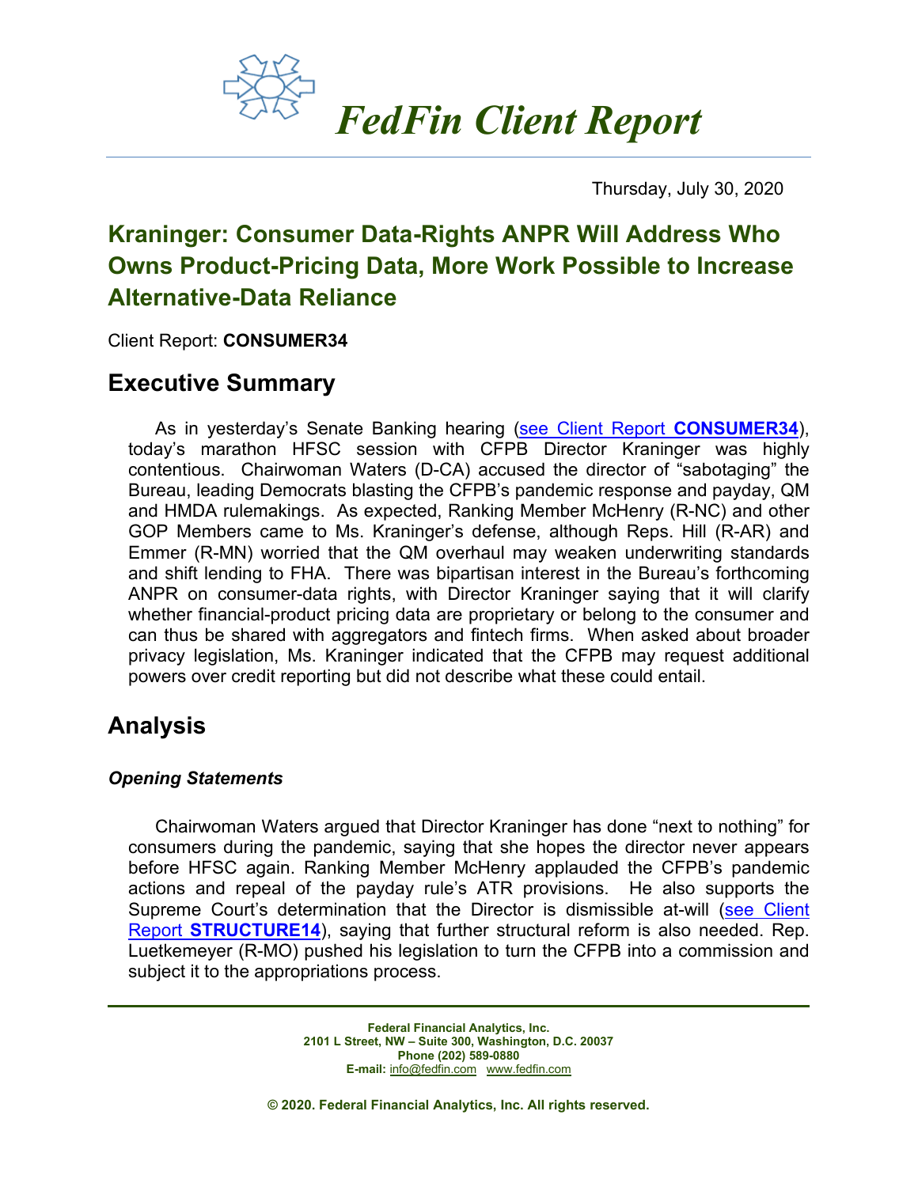# *FedFin Client Report*

Thursday, July 30, 2020

## Kraninger: Consumer Data-Rights ANPR Will Address Who Owns Product-Pricing Data, More Work Possible to Increase Alternative-Data Reliance

Client Report: **CONSUMER34**

## Executive Summary

As in yesterday's Senate Banking hearing (see Client Report **CONSUMER34**), today's marathon HFSC session with CFPB Director Kraninger was highly contentious. Chairwoman Waters (D-CA) accused the director of "sabotaging" the Bureau, leading Democrats blasting the CFPB's pandemic response and payday, QM and HMDA rulemakings. As expected, Ranking Member McHenry (R-NC) and other GOP Members came to Ms. Kraninger's defense, although Reps. Hill (R-AR) and Emmer (R-MN) worried that the QM overhaul may weaken underwriting standards and shift lending to FHA. There was bipartisan interest in the Bureau's forthcoming ANPR on consumer-data rights, with Director Kraninger saying that it will clarify whether financial-product pricing data are proprietary or belong to the consumer and can thus be shared with aggregators and fintech firms. When asked about broader privacy legislation, Ms. Kraninger indicated that the CFPB may request additional powers over credit reporting but did not describe what these could entail.

## Analysis

### *Opening Statements*

Chairwoman Waters argued that Director Kraninger has done "next to nothing" for consumers during the pandemic, saying that she hopes the director never appears before HFSC again. Ranking Member McHenry applauded the CFPB's pandemic actions and repeal of the payday rule's ATR provisions. He also supports the Supreme Court's determination that the Director is dismissible at-will (see Client Report **STRUCTURE14**), saying that further structural reform is also needed. Rep. Luetkemeyer (R-MO) pushed his legislation to turn the CFPB into a commission and subject it to the appropriations process.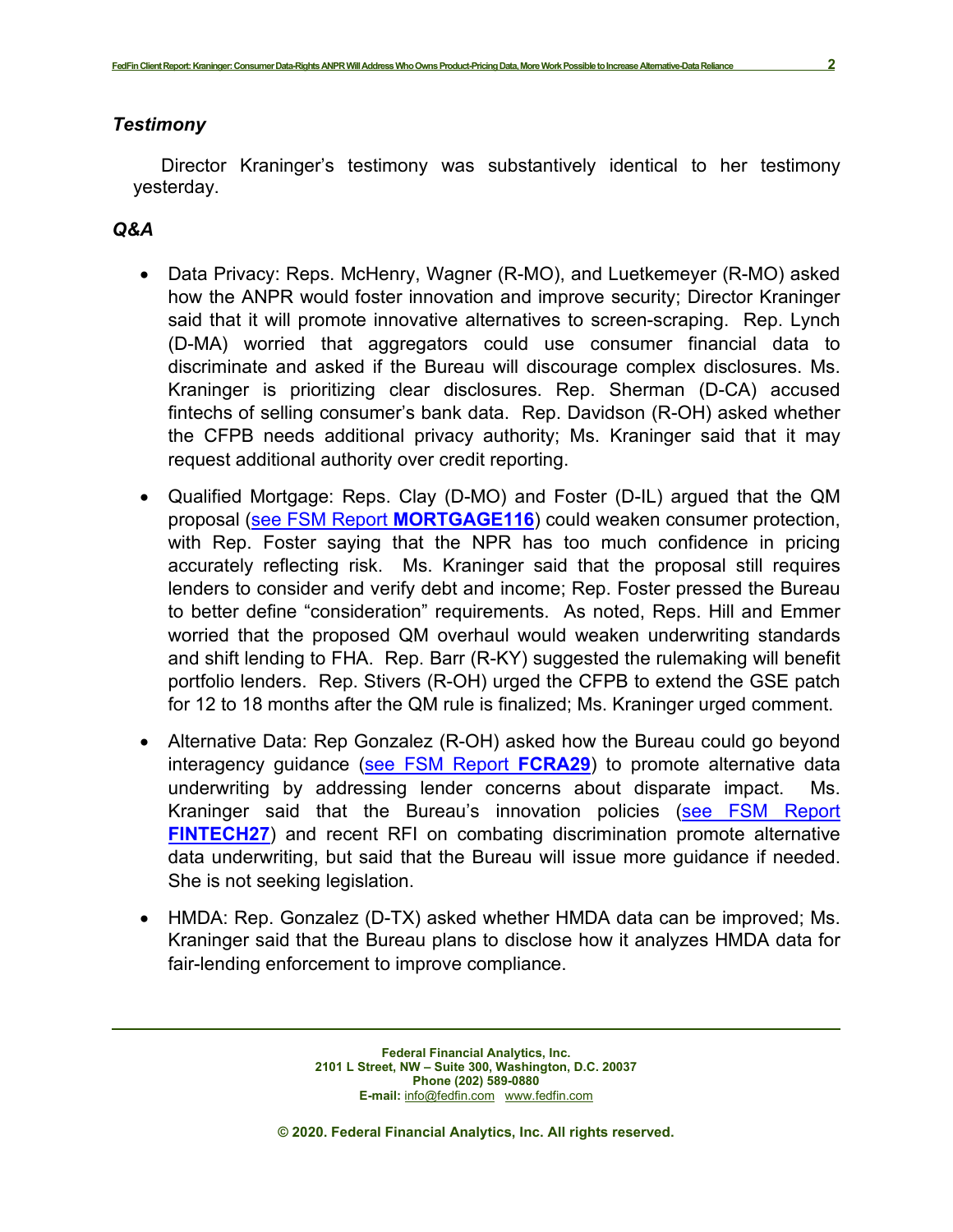### *Testimony*

Director Kraninger's testimony was substantively identical to her testimony yesterday.

### *Q&A*

- Data Privacy: Reps. McHenry, Wagner (R-MO), and Luetkemeyer (R-MO) asked how the ANPR would foster innovation and improve security; Director Kraninger said that it will promote innovative alternatives to screen-scraping. Rep. Lynch (D-MA) worried that aggregators could use consumer financial data to discriminate and asked if the Bureau will discourage complex disclosures. Ms. Kraninger is prioritizing clear disclosures. Rep. Sherman (D-CA) accused fintechs of selling consumer's bank data. Rep. Davidson (R-OH) asked whether the CFPB needs additional privacy authority; Ms. Kraninger said that it may request additional authority over credit reporting.
- Qualified Mortgage: Reps. Clay (D-MO) and Foster (D-IL) argued that the QM proposal (see FSM Report **MORTGAGE116**) could weaken consumer protection, with Rep. Foster saying that the NPR has too much confidence in pricing accurately reflecting risk. Ms. Kraninger said that the proposal still requires lenders to consider and verify debt and income; Rep. Foster pressed the Bureau to better define "consideration" requirements. As noted, Reps. Hill and Emmer worried that the proposed QM overhaul would weaken underwriting standards and shift lending to FHA. Rep. Barr (R-KY) suggested the rulemaking will benefit portfolio lenders. Rep. Stivers (R-OH) urged the CFPB to extend the GSE patch for 12 to 18 months after the QM rule is finalized; Ms. Kraninger urged comment.
- Alternative Data: Rep Gonzalez (R-OH) asked how the Bureau could go beyond interagency guidance (see FSM Report **FCRA29**) to promote alternative data underwriting by addressing lender concerns about disparate impact. Ms. Kraninger said that the Bureau's innovation policies (see FSM Report **FINTECH27**) and recent RFI on combating discrimination promote alternative data underwriting, but said that the Bureau will issue more guidance if needed. She is not seeking legislation.
- HMDA: Rep. Gonzalez (D-TX) asked whether HMDA data can be improved; Ms. Kraninger said that the Bureau plans to disclose how it analyzes HMDA data for fair-lending enforcement to improve compliance.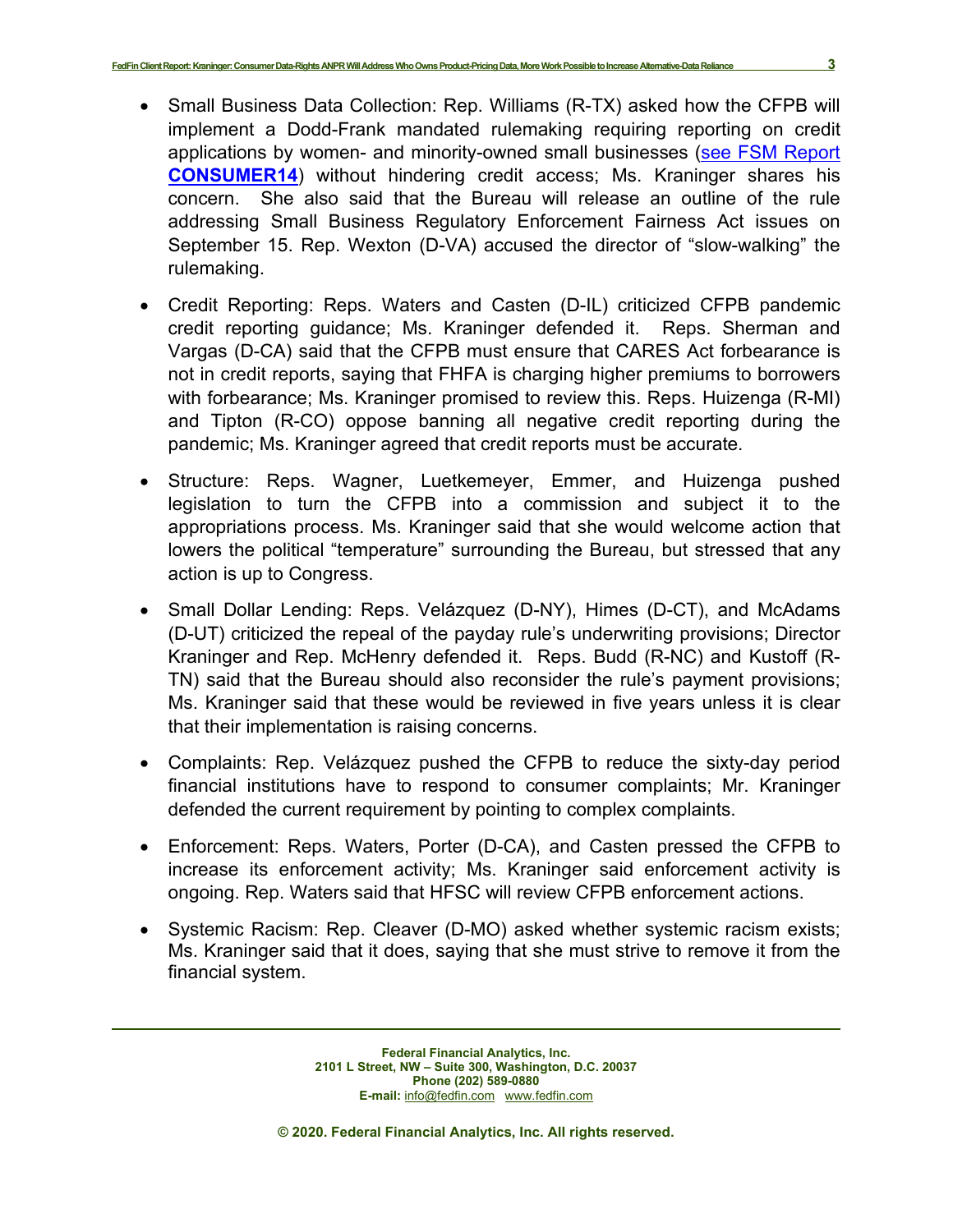- Small Business Data Collection: Rep. Williams (R-TX) asked how the CFPB will implement a Dodd-Frank mandated rulemaking requiring reporting on credit applications by women- and minority-owned small businesses (see FSM Report **CONSUMER14**) without hindering credit access; Ms. Kraninger shares his concern. She also said that the Bureau will release an outline of the rule addressing Small Business Regulatory Enforcement Fairness Act issues on September 15. Rep. Wexton (D-VA) accused the director of "slow-walking" the rulemaking.

- Credit Reporting: Reps. Waters and Casten (D-IL) criticized CFPB pandemic credit reporting guidance; Ms. Kraninger defended it. Reps. Sherman and Vargas (D-CA) said that the CFPB must ensure that CARES Act forbearance is not in credit reports, saying that FHFA is charging higher premiums to borrowers with forbearance; Ms. Kraninger promised to review this. Reps. Huizenga (R-MI) and Tipton (R-CO) oppose banning all negative credit reporting during the pandemic; Ms. Kraninger agreed that credit reports must be accurate.

- Structure: Reps. Wagner, Luetkemeyer, Emmer, and Huizenga pushed legislation to turn the CFPB into a commission and subject it to the appropriations process. Ms. Kraninger said that she would welcome action that lowers the political "temperature" surrounding the Bureau, but stressed that any action is up to Congress.

- Small Dollar Lending: Reps. Velázquez (D-NY), Himes (D-CT), and McAdams (D-UT) criticized the repeal of the payday rule's underwriting provisions; Director Kraninger and Rep. McHenry defended it. Reps. Budd (R-NC) and Kustoff (R-TN) said that the Bureau should also reconsider the rule's payment provisions; Ms. Kraninger said that these would be reviewed in five years unless it is clear that their implementation is raising concerns.

- Complaints: Rep. Velázquez pushed the CFPB to reduce the sixty-day period financial institutions have to respond to consumer complaints; Mr. Kraninger defended the current requirement by pointing to complex complaints.

- Enforcement: Reps. Waters, Porter (D-CA), and Casten pressed the CFPB to increase its enforcement activity; Ms. Kraninger said enforcement activity is ongoing. Rep. Waters said that HFSC will review CFPB enforcement actions.

- Systemic Racism: Rep. Cleaver (D-MO) asked whether systemic racism exists; Ms. Kraninger said that it does, saying that she must strive to remove it from the financial system.

**Federal Financial Analytics, Inc.**
**2101 L Street, NW – Suite 300, Washington, D.C. 20037**
**Phone (202) 589-0880**
**E-mail:** info@fedfin.com www.fedfin.com

**© 2020. Federal Financial Analytics, Inc. All rights reserved.**